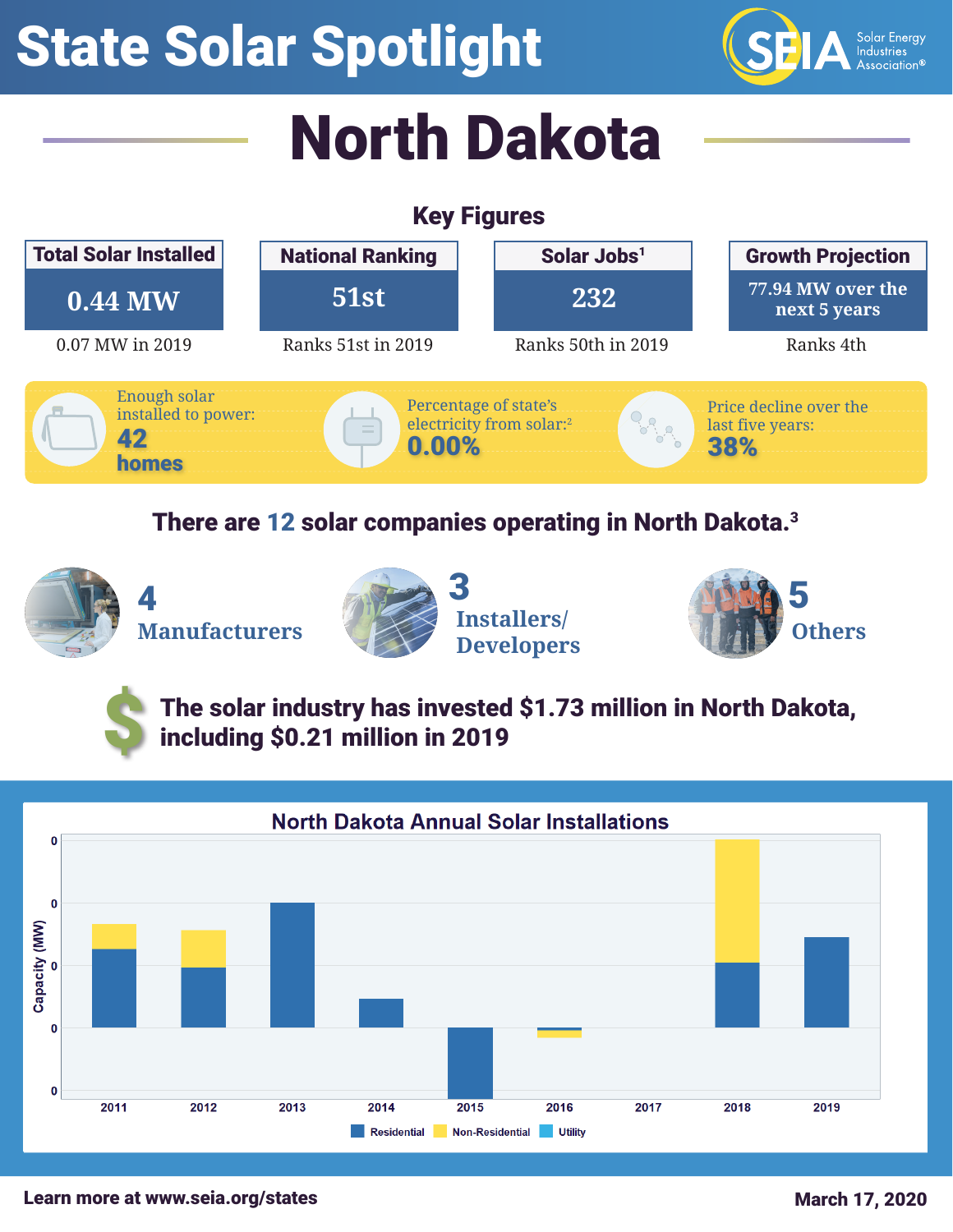# State Solar Spotlight

# North Dakota

## Key Figures

| Total Solar Installed | National Ranking | Solar Jobs[1] | Growth Projection |
|---|---|---|---|
| 0.44 MW | 51st | 232 | 77.94 MW over the next 5 years |
| 0.07 MW in 2019 | Ranks 51st in 2019 | Ranks 50th in 2019 | Ranks 4th |

Enough solar installed to power: **42 homes**

Percentage of state's electricity from solar:[2] **0.00%**

Price decline over the last five years: **38%**

**There are 12 solar companies operating in North Dakota.**[3]

- **4** Manufacturers
- **3** Installers/ Developers
- **5** Others

**The solar industry has invested $1.73 million in North Dakota, including $0.21 million in 2019**

### North Dakota Annual Solar Installations

Capacity (MW): 2011, 2012, 2013, 2014, 2015, 2016, 2017, 2018, 2019

Residential | Non-Residential | Utility

Learn more at www.seia.org/states

March 17, 2020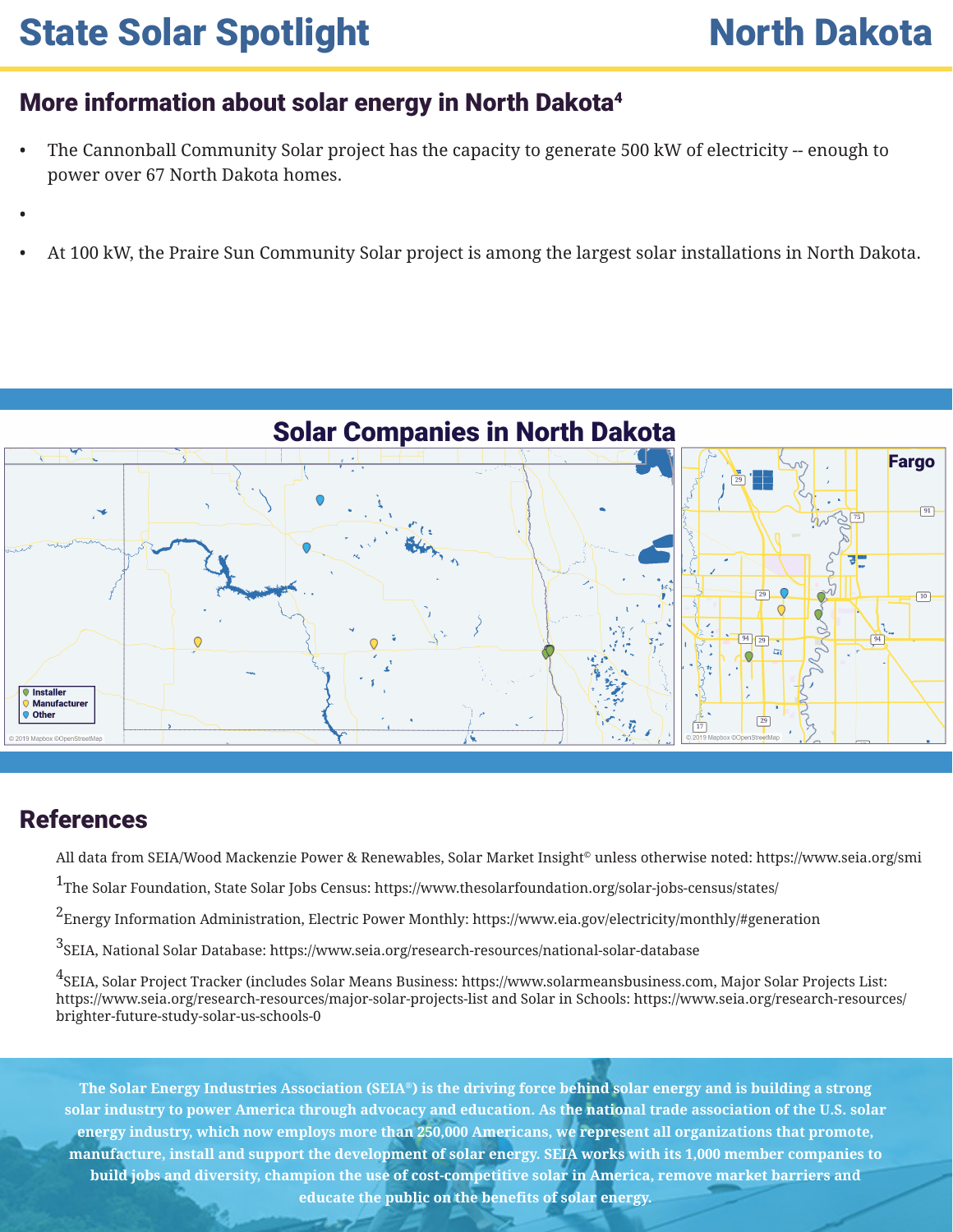## More information about solar energy in North Dakota[4]

- The Cannonball Community Solar project has the capacity to generate 500 kW of electricity -- enough to power over 67 North Dakota homes.
- 
- At 100 kW, the Praire Sun Community Solar project is among the largest solar installations in North Dakota.

## Solar Companies in North Dakota

Installer
Manufacturer
Other
© 2019 Mapbox ©OpenStreetMap

Fargo
© 2019 Mapbox ©OpenStreetMap

## References

All data from SEIA/Wood Mackenzie Power & Renewables, Solar Market Insight© unless otherwise noted: https://www.seia.org/smi

[1]The Solar Foundation, State Solar Jobs Census: https://www.thesolarfoundation.org/solar-jobs-census/states/

[2]Energy Information Administration, Electric Power Monthly: https://www.eia.gov/electricity/monthly/#generation

[3]SEIA, National Solar Database: https://www.seia.org/research-resources/national-solar-database

[4]SEIA, Solar Project Tracker (includes Solar Means Business: https://www.solarmeansbusiness.com, Major Solar Projects List: https://www.seia.org/research-resources/major-solar-projects-list and Solar in Schools: https://www.seia.org/research-resources/brighter-future-study-solar-us-schools-0

**The Solar Energy Industries Association (SEIA®) is the driving force behind solar energy and is building a strong solar industry to power America through advocacy and education. As the national trade association of the U.S. solar energy industry, which now employs more than 250,000 Americans, we represent all organizations that promote, manufacture, install and support the development of solar energy. SEIA works with its 1,000 member companies to build jobs and diversity, champion the use of cost-competitive solar in America, remove market barriers and educate the public on the benefits of solar energy.**